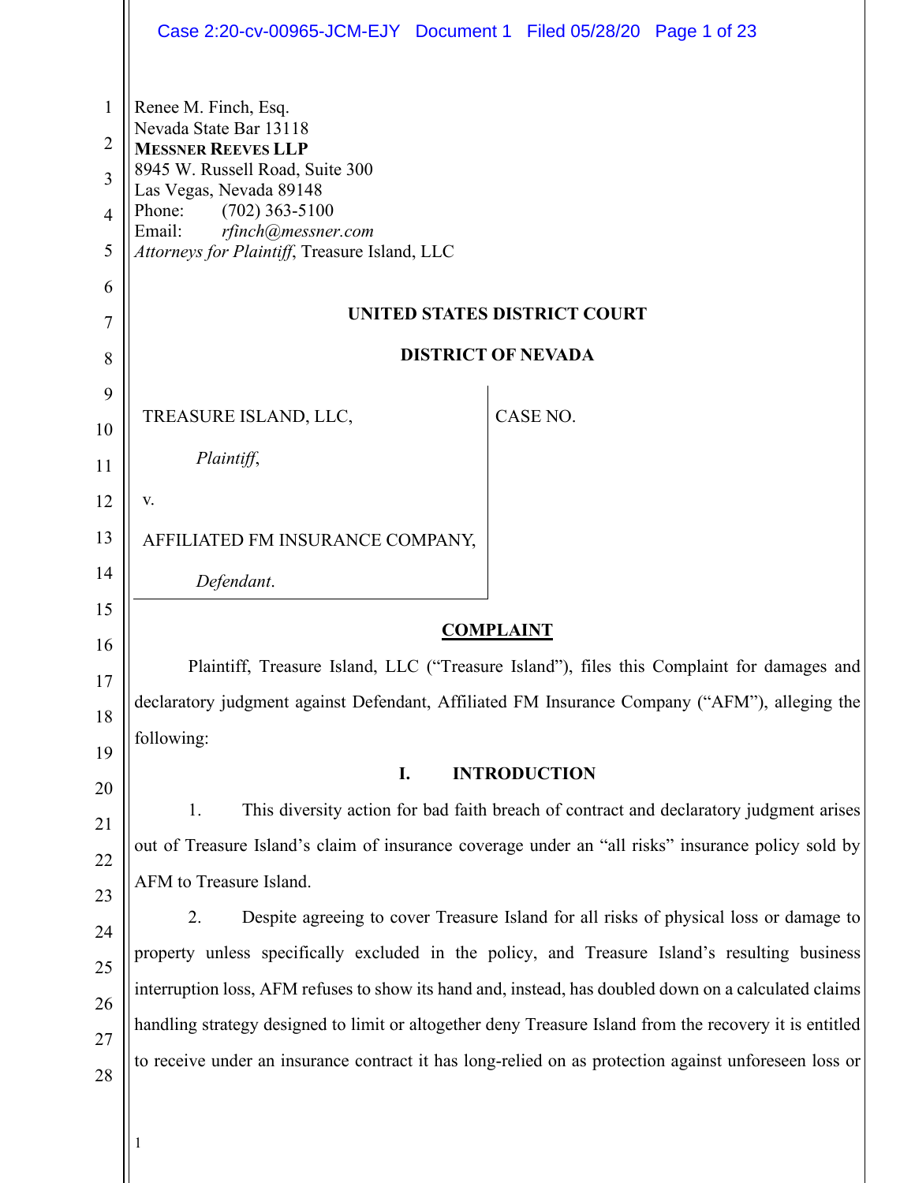Renee M. Finch, Esq.
Nevada State Bar 13118
**MESSNER REEVES LLP**
8945 W. Russell Road, Suite 300
Las Vegas, Nevada 89148
Phone: (702) 363-5100
Email: *rfinch@messner.com*
*Attorneys for Plaintiff*, Treasure Island, LLC

**UNITED STATES DISTRICT COURT**

**DISTRICT OF NEVADA**

| | |
|---|---|
| TREASURE ISLAND, LLC,<br><br>*Plaintiff*,<br><br>v.<br><br>AFFILIATED FM INSURANCE COMPANY,<br><br>*Defendant*. | CASE NO. |

## **COMPLAINT**

Plaintiff, Treasure Island, LLC ("Treasure Island"), files this Complaint for damages and declaratory judgment against Defendant, Affiliated FM Insurance Company ("AFM"), alleging the following:

## I. INTRODUCTION

1. This diversity action for bad faith breach of contract and declaratory judgment arises out of Treasure Island's claim of insurance coverage under an "all risks" insurance policy sold by AFM to Treasure Island.

2. Despite agreeing to cover Treasure Island for all risks of physical loss or damage to property unless specifically excluded in the policy, and Treasure Island's resulting business interruption loss, AFM refuses to show its hand and, instead, has doubled down on a calculated claims handling strategy designed to limit or altogether deny Treasure Island from the recovery it is entitled to receive under an insurance contract it has long-relied on as protection against unforeseen loss or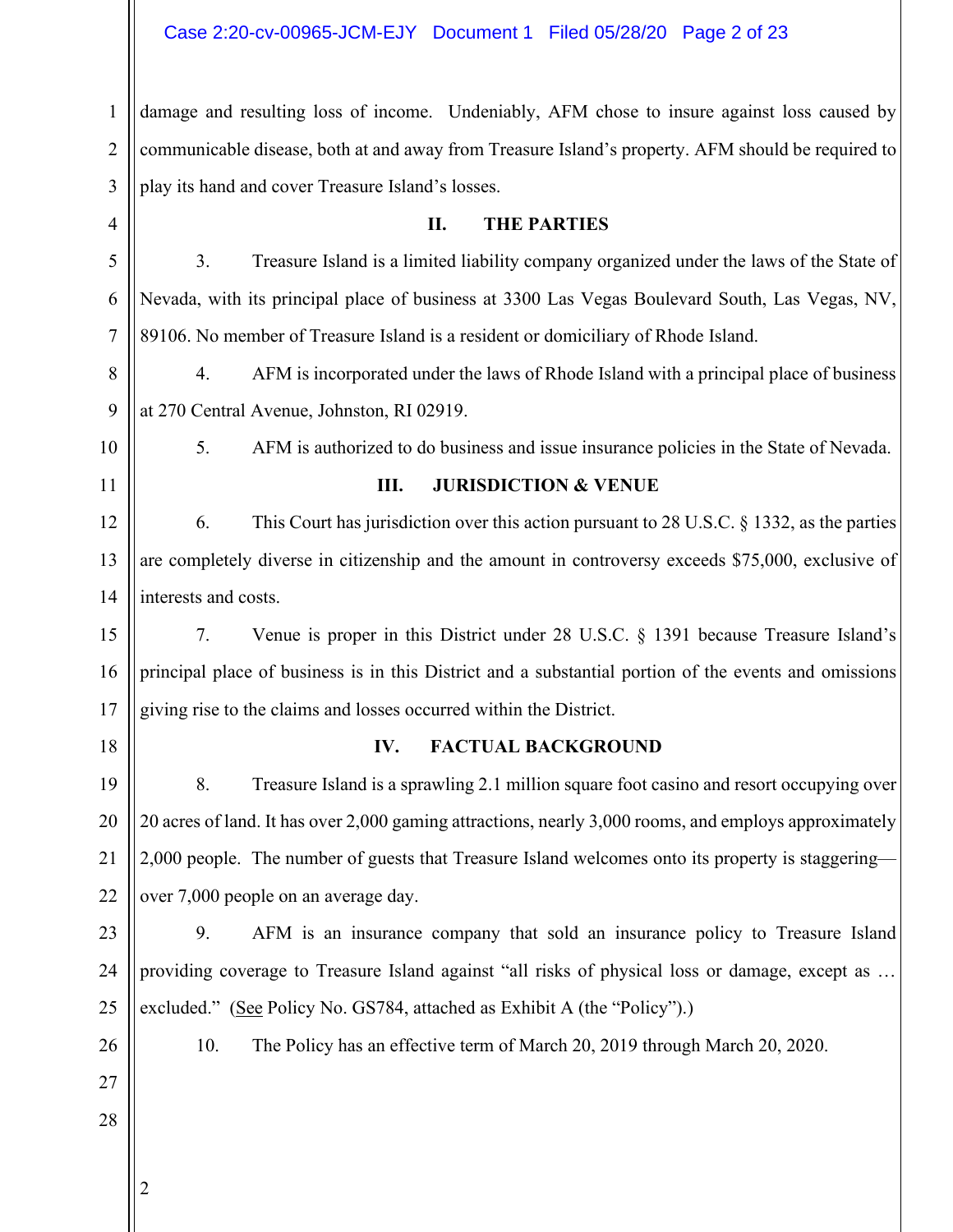damage and resulting loss of income. Undeniably, AFM chose to insure against loss caused by communicable disease, both at and away from Treasure Island's property. AFM should be required to play its hand and cover Treasure Island's losses.

## II. THE PARTIES

3. Treasure Island is a limited liability company organized under the laws of the State of Nevada, with its principal place of business at 3300 Las Vegas Boulevard South, Las Vegas, NV, 89106. No member of Treasure Island is a resident or domiciliary of Rhode Island.

4. AFM is incorporated under the laws of Rhode Island with a principal place of business at 270 Central Avenue, Johnston, RI 02919.

5. AFM is authorized to do business and issue insurance policies in the State of Nevada.

## III. JURISDICTION & VENUE

6. This Court has jurisdiction over this action pursuant to 28 U.S.C. § 1332, as the parties are completely diverse in citizenship and the amount in controversy exceeds $75,000, exclusive of interests and costs.

7. Venue is proper in this District under 28 U.S.C. § 1391 because Treasure Island's principal place of business is in this District and a substantial portion of the events and omissions giving rise to the claims and losses occurred within the District.

## IV. FACTUAL BACKGROUND

8. Treasure Island is a sprawling 2.1 million square foot casino and resort occupying over 20 acres of land. It has over 2,000 gaming attractions, nearly 3,000 rooms, and employs approximately 2,000 people. The number of guests that Treasure Island welcomes onto its property is staggering—over 7,000 people on an average day.

9. AFM is an insurance company that sold an insurance policy to Treasure Island providing coverage to Treasure Island against "all risks of physical loss or damage, except as … excluded." (See Policy No. GS784, attached as Exhibit A (the "Policy").)

10. The Policy has an effective term of March 20, 2019 through March 20, 2020.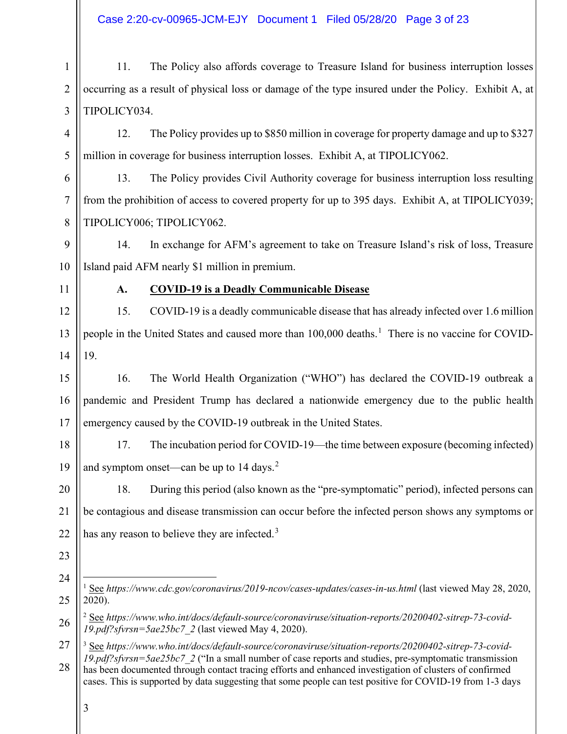11. The Policy also affords coverage to Treasure Island for business interruption losses occurring as a result of physical loss or damage of the type insured under the Policy. Exhibit A, at TIPOLICY034.

12. The Policy provides up to $850 million in coverage for property damage and up to $327 million in coverage for business interruption losses. Exhibit A, at TIPOLICY062.

13. The Policy provides Civil Authority coverage for business interruption loss resulting from the prohibition of access to covered property for up to 395 days. Exhibit A, at TIPOLICY039; TIPOLICY006; TIPOLICY062.

14. In exchange for AFM's agreement to take on Treasure Island's risk of loss, Treasure Island paid AFM nearly $1 million in premium.

**A. <u>COVID-19 is a Deadly Communicable Disease</u>**

15. COVID-19 is a deadly communicable disease that has already infected over 1.6 million people in the United States and caused more than 100,000 deaths.[1] There is no vaccine for COVID-19.

16. The World Health Organization ("WHO") has declared the COVID-19 outbreak a pandemic and President Trump has declared a nationwide emergency due to the public health emergency caused by the COVID-19 outbreak in the United States.

17. The incubation period for COVID-19—the time between exposure (becoming infected) and symptom onset—can be up to 14 days.[2]

18. During this period (also known as the "pre-symptomatic" period), infected persons can be contagious and disease transmission can occur before the infected person shows any symptoms or has any reason to believe they are infected.[3]

---

[1] <u>See</u> *https://www.cdc.gov/coronavirus/2019-ncov/cases-updates/cases-in-us.html* (last viewed May 28, 2020, 2020).

[2] <u>See</u> *https://www.who.int/docs/default-source/coronaviruse/situation-reports/20200402-sitrep-73-covid-19.pdf?sfvrsn=5ae25bc7_2* (last viewed May 4, 2020).

[3] <u>See</u> *https://www.who.int/docs/default-source/coronaviruse/situation-reports/20200402-sitrep-73-covid-19.pdf?sfvrsn=5ae25bc7_2* ("In a small number of case reports and studies, pre-symptomatic transmission has been documented through contact tracing efforts and enhanced investigation of clusters of confirmed cases. This is supported by data suggesting that some people can test positive for COVID-19 from 1-3 days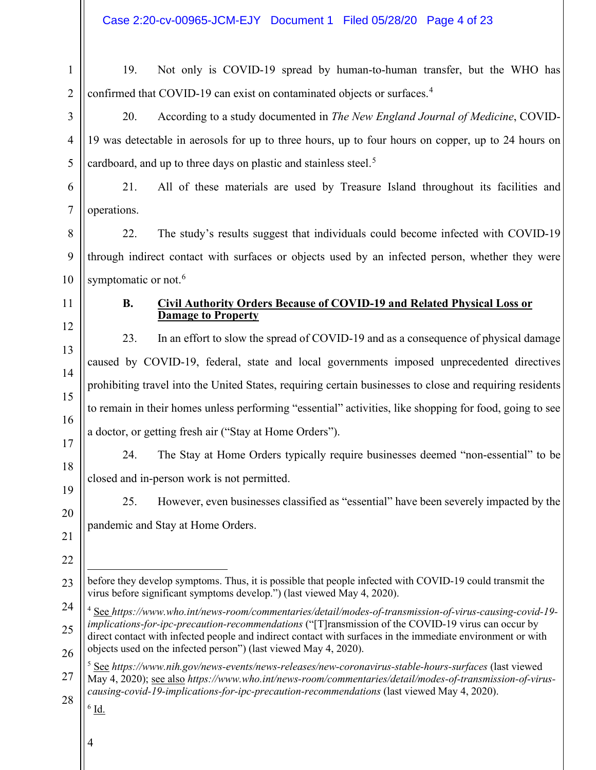19. Not only is COVID-19 spread by human-to-human transfer, but the WHO has confirmed that COVID-19 can exist on contaminated objects or surfaces.[4]

20. According to a study documented in *The New England Journal of Medicine*, COVID-19 was detectable in aerosols for up to three hours, up to four hours on copper, up to 24 hours on cardboard, and up to three days on plastic and stainless steel.[5]

21. All of these materials are used by Treasure Island throughout its facilities and operations.

22. The study's results suggest that individuals could become infected with COVID-19 through indirect contact with surfaces or objects used by an infected person, whether they were symptomatic or not.[6]

**B. Civil Authority Orders Because of COVID-19 and Related Physical Loss or Damage to Property**

23. In an effort to slow the spread of COVID-19 and as a consequence of physical damage caused by COVID-19, federal, state and local governments imposed unprecedented directives prohibiting travel into the United States, requiring certain businesses to close and requiring residents to remain in their homes unless performing "essential" activities, like shopping for food, going to see a doctor, or getting fresh air ("Stay at Home Orders").

24. The Stay at Home Orders typically require businesses deemed "non-essential" to be closed and in-person work is not permitted.

25. However, even businesses classified as "essential" have been severely impacted by the pandemic and Stay at Home Orders.

---

before they develop symptoms. Thus, it is possible that people infected with COVID-19 could transmit the virus before significant symptoms develop.") (last viewed May 4, 2020).

[4] See *https://www.who.int/news-room/commentaries/detail/modes-of-transmission-of-virus-causing-covid-19-implications-for-ipc-precaution-recommendations* ("[T]ransmission of the COVID-19 virus can occur by direct contact with infected people and indirect contact with surfaces in the immediate environment or with objects used on the infected person") (last viewed May 4, 2020).

[5] See *https://www.nih.gov/news-events/news-releases/new-coronavirus-stable-hours-surfaces* (last viewed May 4, 2020); see also *https://www.who.int/news-room/commentaries/detail/modes-of-transmission-of-virus-causing-covid-19-implications-for-ipc-precaution-recommendations* (last viewed May 4, 2020).

[6] Id.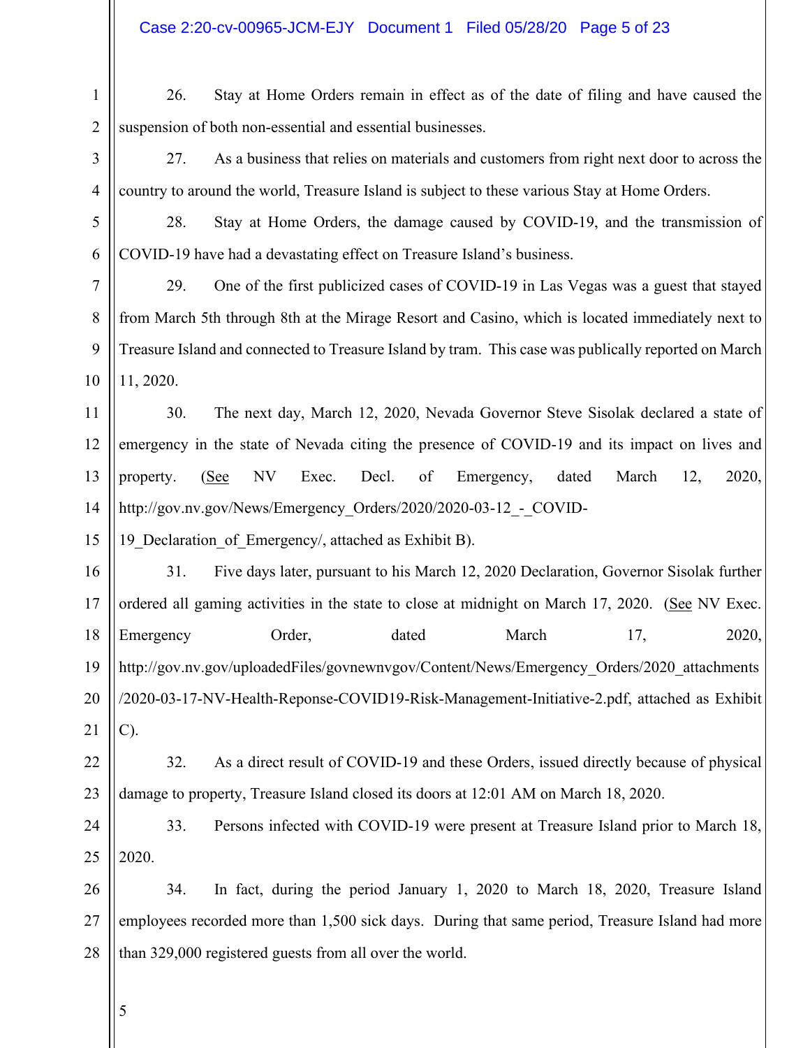26. Stay at Home Orders remain in effect as of the date of filing and have caused the suspension of both non-essential and essential businesses.

27. As a business that relies on materials and customers from right next door to across the country to around the world, Treasure Island is subject to these various Stay at Home Orders.

28. Stay at Home Orders, the damage caused by COVID-19, and the transmission of COVID-19 have had a devastating effect on Treasure Island's business.

29. One of the first publicized cases of COVID-19 in Las Vegas was a guest that stayed from March 5th through 8th at the Mirage Resort and Casino, which is located immediately next to Treasure Island and connected to Treasure Island by tram. This case was publically reported on March 11, 2020.

30. The next day, March 12, 2020, Nevada Governor Steve Sisolak declared a state of emergency in the state of Nevada citing the presence of COVID-19 and its impact on lives and property. (See NV Exec. Decl. of Emergency, dated March 12, 2020, http://gov.nv.gov/News/Emergency_Orders/2020/2020-03-12_-_COVID-19_Declaration_of_Emergency/, attached as Exhibit B).

31. Five days later, pursuant to his March 12, 2020 Declaration, Governor Sisolak further ordered all gaming activities in the state to close at midnight on March 17, 2020. (See NV Exec. Emergency Order, dated March 17, 2020, http://gov.nv.gov/uploadedFiles/govnewnvgov/Content/News/Emergency_Orders/2020_attachments/2020-03-17-NV-Health-Reponse-COVID19-Risk-Management-Initiative-2.pdf, attached as Exhibit C).

32. As a direct result of COVID-19 and these Orders, issued directly because of physical damage to property, Treasure Island closed its doors at 12:01 AM on March 18, 2020.

33. Persons infected with COVID-19 were present at Treasure Island prior to March 18, 2020.

34. In fact, during the period January 1, 2020 to March 18, 2020, Treasure Island employees recorded more than 1,500 sick days. During that same period, Treasure Island had more than 329,000 registered guests from all over the world.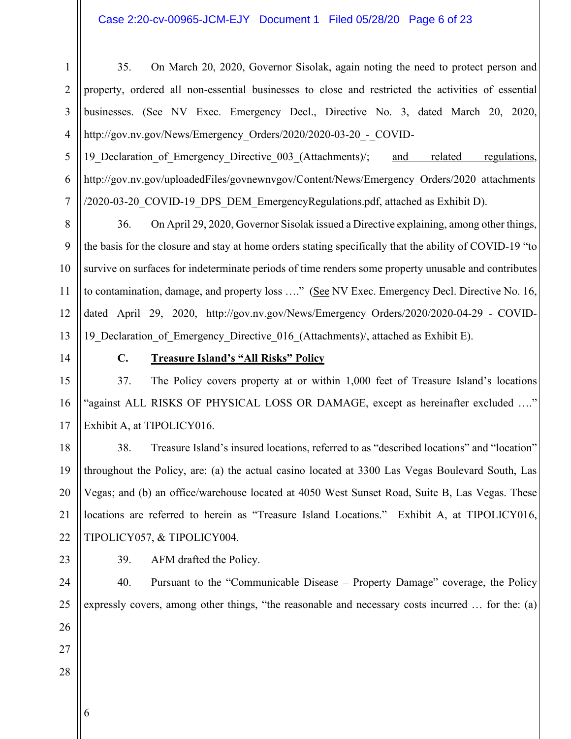35. On March 20, 2020, Governor Sisolak, again noting the need to protect person and property, ordered all non-essential businesses to close and restricted the activities of essential businesses. (See NV Exec. Emergency Decl., Directive No. 3, dated March 20, 2020, http://gov.nv.gov/News/Emergency_Orders/2020/2020-03-20_-_COVID-19_Declaration_of_Emergency_Directive_003_(Attachments)/; and related regulations, http://gov.nv.gov/uploadedFiles/govnewnvgov/Content/News/Emergency_Orders/2020_attachments/2020-03-20_COVID-19_DPS_DEM_EmergencyRegulations.pdf, attached as Exhibit D).

36. On April 29, 2020, Governor Sisolak issued a Directive explaining, among other things, the basis for the closure and stay at home orders stating specifically that the ability of COVID-19 "to survive on surfaces for indeterminate periods of time renders some property unusable and contributes to contamination, damage, and property loss …." (See NV Exec. Emergency Decl. Directive No. 16, dated April 29, 2020, http://gov.nv.gov/News/Emergency_Orders/2020/2020-04-29_-_COVID-19_Declaration_of_Emergency_Directive_016_(Attachments)/, attached as Exhibit E).

### C. Treasure Island's "All Risks" Policy

37. The Policy covers property at or within 1,000 feet of Treasure Island's locations "against ALL RISKS OF PHYSICAL LOSS OR DAMAGE, except as hereinafter excluded …." Exhibit A, at TIPOLICY016.

38. Treasure Island's insured locations, referred to as "described locations" and "location" throughout the Policy, are: (a) the actual casino located at 3300 Las Vegas Boulevard South, Las Vegas; and (b) an office/warehouse located at 4050 West Sunset Road, Suite B, Las Vegas. These locations are referred to herein as "Treasure Island Locations." Exhibit A, at TIPOLICY016, TIPOLICY057, & TIPOLICY004.

39. AFM drafted the Policy.

40. Pursuant to the "Communicable Disease – Property Damage" coverage, the Policy expressly covers, among other things, "the reasonable and necessary costs incurred … for the: (a)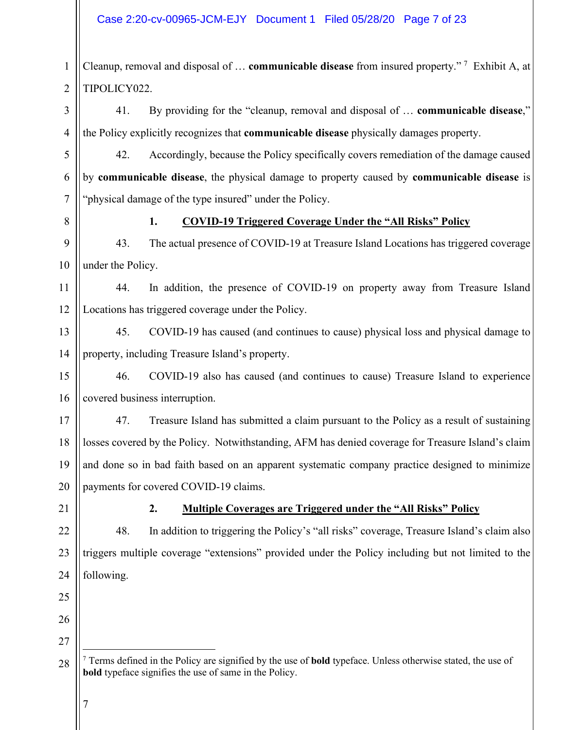Cleanup, removal and disposal of … **communicable disease** from insured property." [7] Exhibit A, at TIPOLICY022.

41. By providing for the "cleanup, removal and disposal of … **communicable disease**," the Policy explicitly recognizes that **communicable disease** physically damages property.

42. Accordingly, because the Policy specifically covers remediation of the damage caused by **communicable disease**, the physical damage to property caused by **communicable disease** is "physical damage of the type insured" under the Policy.

### 1. COVID-19 Triggered Coverage Under the "All Risks" Policy

43. The actual presence of COVID-19 at Treasure Island Locations has triggered coverage under the Policy.

44. In addition, the presence of COVID-19 on property away from Treasure Island Locations has triggered coverage under the Policy.

45. COVID-19 has caused (and continues to cause) physical loss and physical damage to property, including Treasure Island's property.

46. COVID-19 also has caused (and continues to cause) Treasure Island to experience covered business interruption.

47. Treasure Island has submitted a claim pursuant to the Policy as a result of sustaining losses covered by the Policy. Notwithstanding, AFM has denied coverage for Treasure Island's claim and done so in bad faith based on an apparent systematic company practice designed to minimize payments for covered COVID-19 claims.

### 2. Multiple Coverages are Triggered under the "All Risks" Policy

48. In addition to triggering the Policy's "all risks" coverage, Treasure Island's claim also triggers multiple coverage "extensions" provided under the Policy including but not limited to the following.

---

[7] Terms defined in the Policy are signified by the use of **bold** typeface. Unless otherwise stated, the use of **bold** typeface signifies the use of same in the Policy.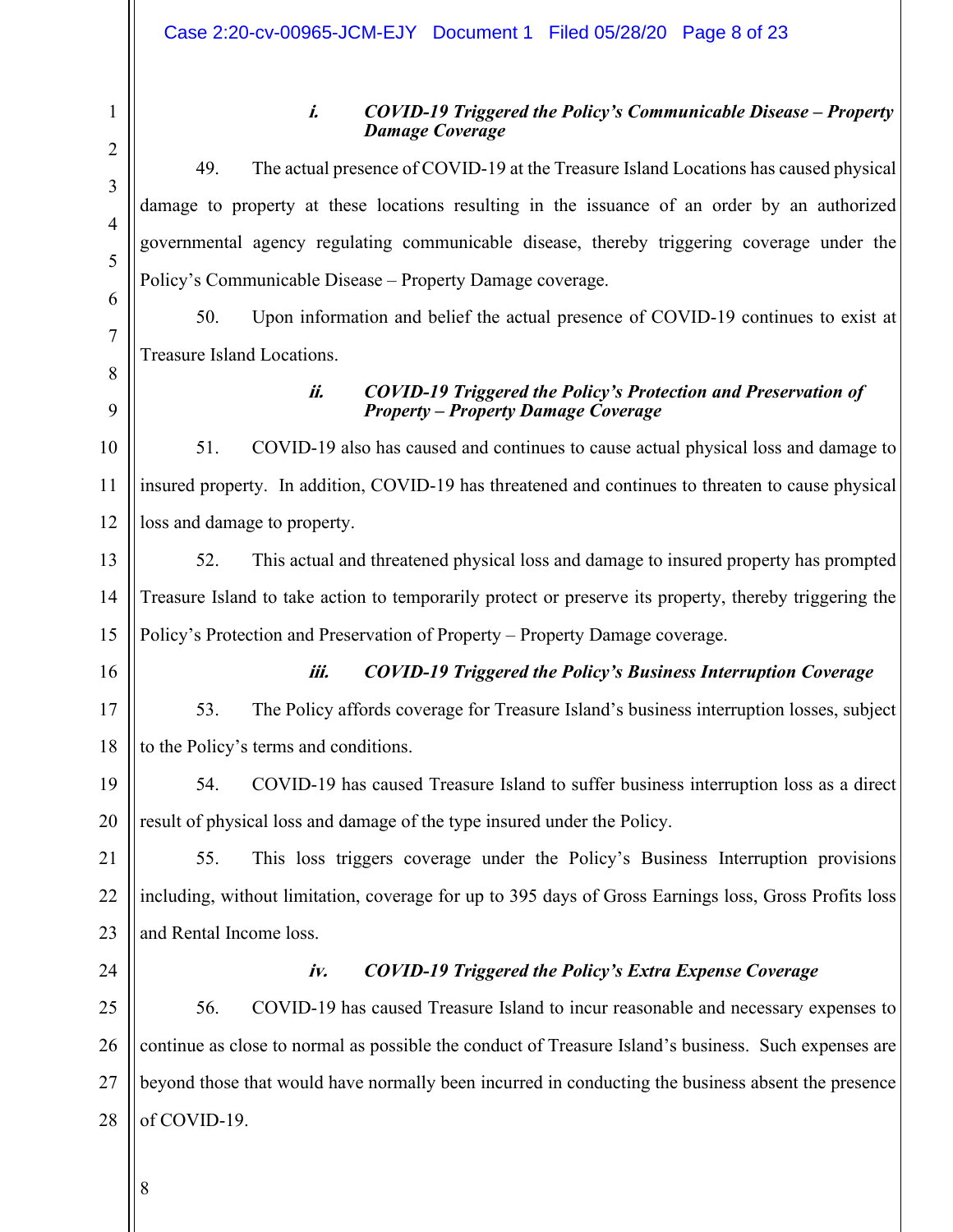#### *i. COVID-19 Triggered the Policy's Communicable Disease – Property Damage Coverage*

49. The actual presence of COVID-19 at the Treasure Island Locations has caused physical damage to property at these locations resulting in the issuance of an order by an authorized governmental agency regulating communicable disease, thereby triggering coverage under the Policy's Communicable Disease – Property Damage coverage.

50. Upon information and belief the actual presence of COVID-19 continues to exist at Treasure Island Locations.

#### *ii. COVID-19 Triggered the Policy's Protection and Preservation of Property – Property Damage Coverage*

51. COVID-19 also has caused and continues to cause actual physical loss and damage to insured property. In addition, COVID-19 has threatened and continues to threaten to cause physical loss and damage to property.

52. This actual and threatened physical loss and damage to insured property has prompted Treasure Island to take action to temporarily protect or preserve its property, thereby triggering the Policy's Protection and Preservation of Property – Property Damage coverage.

#### *iii. COVID-19 Triggered the Policy's Business Interruption Coverage*

53. The Policy affords coverage for Treasure Island's business interruption losses, subject to the Policy's terms and conditions.

54. COVID-19 has caused Treasure Island to suffer business interruption loss as a direct result of physical loss and damage of the type insured under the Policy.

55. This loss triggers coverage under the Policy's Business Interruption provisions including, without limitation, coverage for up to 395 days of Gross Earnings loss, Gross Profits loss and Rental Income loss.

#### *iv. COVID-19 Triggered the Policy's Extra Expense Coverage*

56. COVID-19 has caused Treasure Island to incur reasonable and necessary expenses to continue as close to normal as possible the conduct of Treasure Island's business. Such expenses are beyond those that would have normally been incurred in conducting the business absent the presence of COVID-19.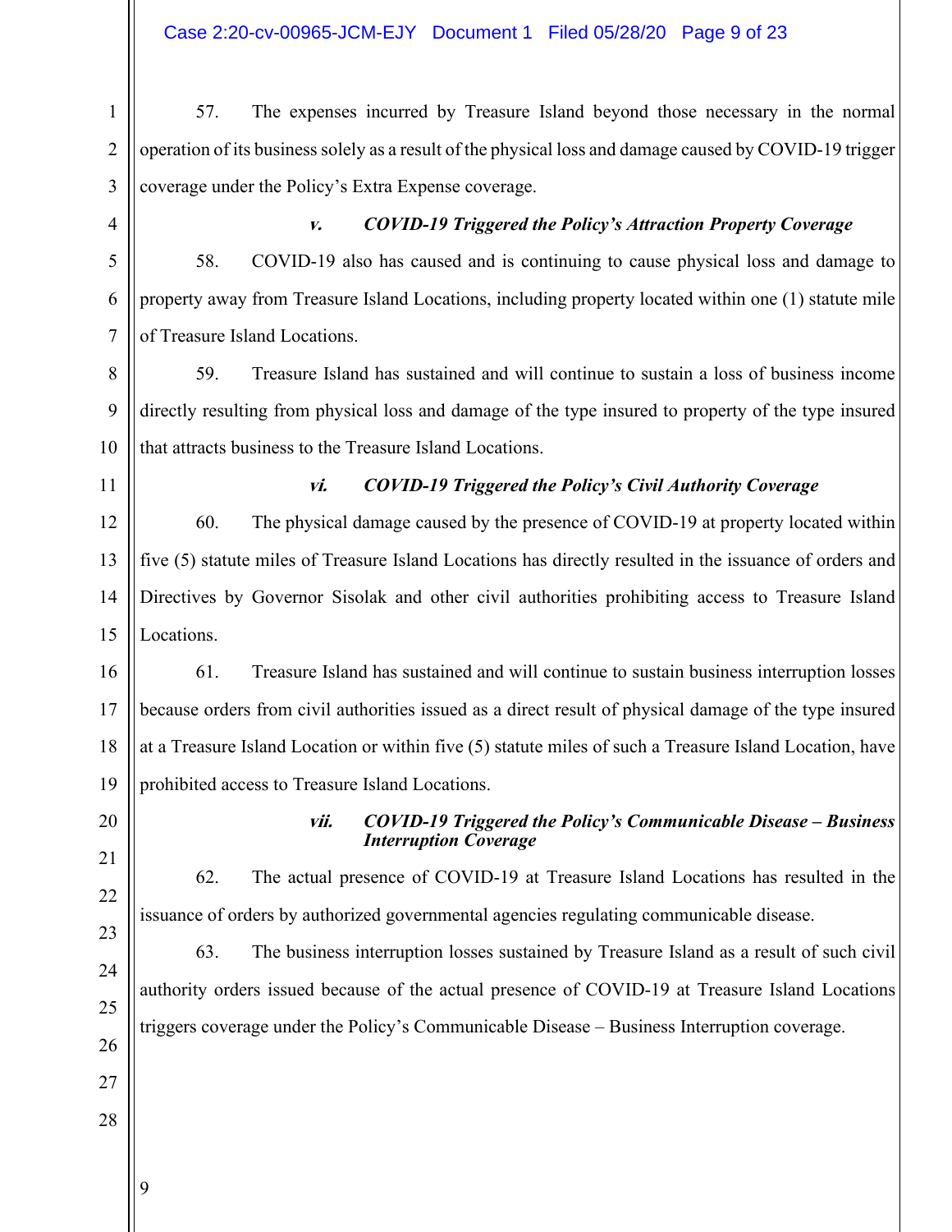57. The expenses incurred by Treasure Island beyond those necessary in the normal operation of its business solely as a result of the physical loss and damage caused by COVID-19 trigger coverage under the Policy's Extra Expense coverage.

### *v. COVID-19 Triggered the Policy's Attraction Property Coverage*

58. COVID-19 also has caused and is continuing to cause physical loss and damage to property away from Treasure Island Locations, including property located within one (1) statute mile of Treasure Island Locations.

59. Treasure Island has sustained and will continue to sustain a loss of business income directly resulting from physical loss and damage of the type insured to property of the type insured that attracts business to the Treasure Island Locations.

### *vi. COVID-19 Triggered the Policy's Civil Authority Coverage*

60. The physical damage caused by the presence of COVID-19 at property located within five (5) statute miles of Treasure Island Locations has directly resulted in the issuance of orders and Directives by Governor Sisolak and other civil authorities prohibiting access to Treasure Island Locations.

61. Treasure Island has sustained and will continue to sustain business interruption losses because orders from civil authorities issued as a direct result of physical damage of the type insured at a Treasure Island Location or within five (5) statute miles of such a Treasure Island Location, have prohibited access to Treasure Island Locations.

### *vii. COVID-19 Triggered the Policy's Communicable Disease – Business Interruption Coverage*

62. The actual presence of COVID-19 at Treasure Island Locations has resulted in the issuance of orders by authorized governmental agencies regulating communicable disease.

63. The business interruption losses sustained by Treasure Island as a result of such civil authority orders issued because of the actual presence of COVID-19 at Treasure Island Locations triggers coverage under the Policy's Communicable Disease – Business Interruption coverage.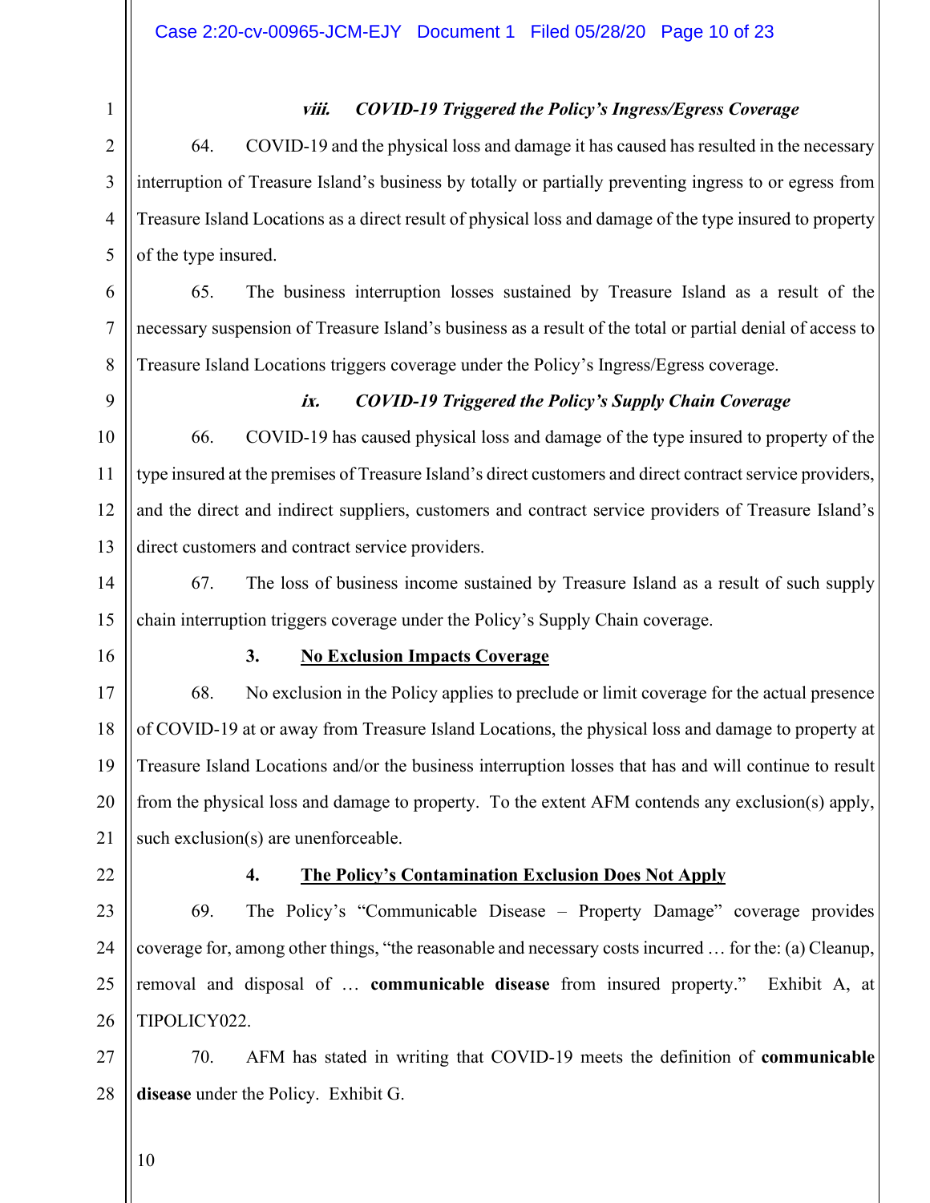### *viii. COVID-19 Triggered the Policy's Ingress/Egress Coverage*

64. COVID-19 and the physical loss and damage it has caused has resulted in the necessary interruption of Treasure Island's business by totally or partially preventing ingress to or egress from Treasure Island Locations as a direct result of physical loss and damage of the type insured to property of the type insured.

65. The business interruption losses sustained by Treasure Island as a result of the necessary suspension of Treasure Island's business as a result of the total or partial denial of access to Treasure Island Locations triggers coverage under the Policy's Ingress/Egress coverage.

### *ix. COVID-19 Triggered the Policy's Supply Chain Coverage*

66. COVID-19 has caused physical loss and damage of the type insured to property of the type insured at the premises of Treasure Island's direct customers and direct contract service providers, and the direct and indirect suppliers, customers and contract service providers of Treasure Island's direct customers and contract service providers.

67. The loss of business income sustained by Treasure Island as a result of such supply chain interruption triggers coverage under the Policy's Supply Chain coverage.

### **3. <u>No Exclusion Impacts Coverage</u>**

68. No exclusion in the Policy applies to preclude or limit coverage for the actual presence of COVID-19 at or away from Treasure Island Locations, the physical loss and damage to property at Treasure Island Locations and/or the business interruption losses that has and will continue to result from the physical loss and damage to property. To the extent AFM contends any exclusion(s) apply, such exclusion(s) are unenforceable.

### **4. <u>The Policy's Contamination Exclusion Does Not Apply</u>**

69. The Policy's "Communicable Disease – Property Damage" coverage provides coverage for, among other things, "the reasonable and necessary costs incurred … for the: (a) Cleanup, removal and disposal of … **communicable disease** from insured property." Exhibit A, at TIPOLICY022.

70. AFM has stated in writing that COVID-19 meets the definition of **communicable disease** under the Policy. Exhibit G.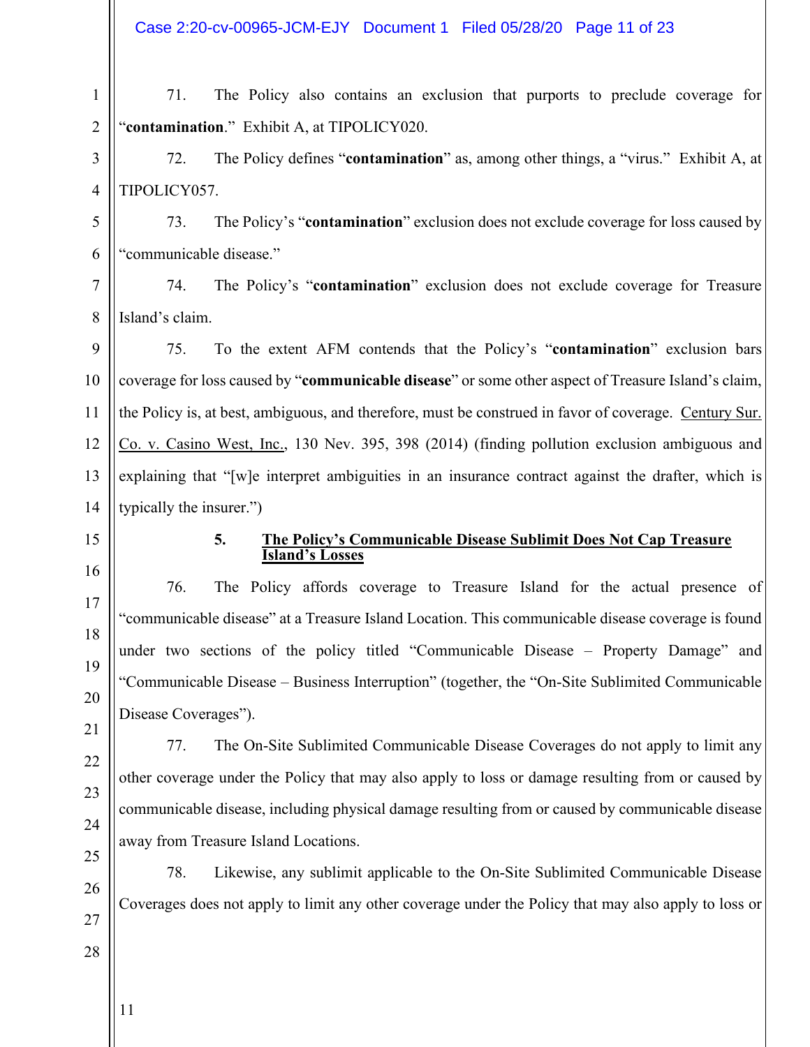71. The Policy also contains an exclusion that purports to preclude coverage for "**contamination**." Exhibit A, at TIPOLICY020.

72. The Policy defines "**contamination**" as, among other things, a "virus." Exhibit A, at TIPOLICY057.

73. The Policy's "**contamination**" exclusion does not exclude coverage for loss caused by "communicable disease."

74. The Policy's "**contamination**" exclusion does not exclude coverage for Treasure Island's claim.

75. To the extent AFM contends that the Policy's "**contamination**" exclusion bars coverage for loss caused by "**communicable disease**" or some other aspect of Treasure Island's claim, the Policy is, at best, ambiguous, and therefore, must be construed in favor of coverage. Century Sur. Co. v. Casino West, Inc., 130 Nev. 395, 398 (2014) (finding pollution exclusion ambiguous and explaining that "[w]e interpret ambiguities in an insurance contract against the drafter, which is typically the insurer.")

### 5. The Policy's Communicable Disease Sublimit Does Not Cap Treasure Island's Losses

76. The Policy affords coverage to Treasure Island for the actual presence of "communicable disease" at a Treasure Island Location. This communicable disease coverage is found under two sections of the policy titled "Communicable Disease – Property Damage" and "Communicable Disease – Business Interruption" (together, the "On-Site Sublimited Communicable Disease Coverages").

77. The On-Site Sublimited Communicable Disease Coverages do not apply to limit any other coverage under the Policy that may also apply to loss or damage resulting from or caused by communicable disease, including physical damage resulting from or caused by communicable disease away from Treasure Island Locations.

78. Likewise, any sublimit applicable to the On-Site Sublimited Communicable Disease Coverages does not apply to limit any other coverage under the Policy that may also apply to loss or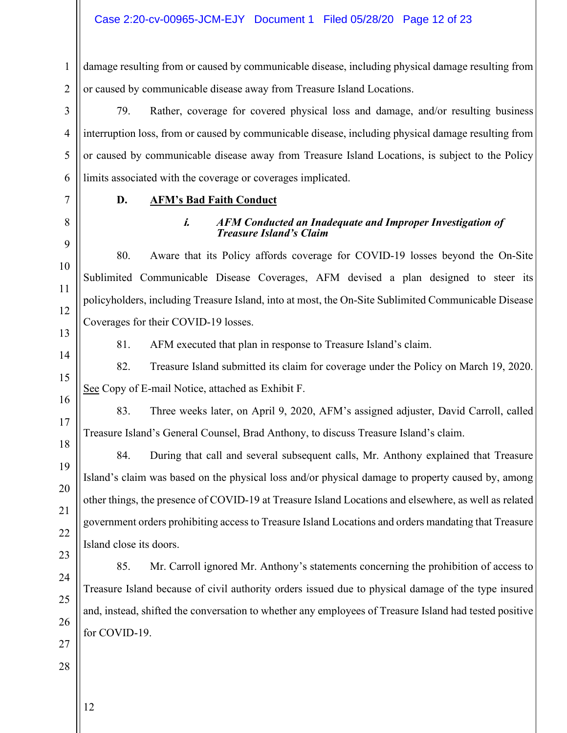damage resulting from or caused by communicable disease, including physical damage resulting from or caused by communicable disease away from Treasure Island Locations.

79. Rather, coverage for covered physical loss and damage, and/or resulting business interruption loss, from or caused by communicable disease, including physical damage resulting from or caused by communicable disease away from Treasure Island Locations, is subject to the Policy limits associated with the coverage or coverages implicated.

**D. AFM's Bad Faith Conduct**

***i. AFM Conducted an Inadequate and Improper Investigation of Treasure Island's Claim***

80. Aware that its Policy affords coverage for COVID-19 losses beyond the On-Site Sublimited Communicable Disease Coverages, AFM devised a plan designed to steer its policyholders, including Treasure Island, into at most, the On-Site Sublimited Communicable Disease Coverages for their COVID-19 losses.

81. AFM executed that plan in response to Treasure Island's claim.

82. Treasure Island submitted its claim for coverage under the Policy on March 19, 2020. See Copy of E-mail Notice, attached as Exhibit F.

83. Three weeks later, on April 9, 2020, AFM's assigned adjuster, David Carroll, called Treasure Island's General Counsel, Brad Anthony, to discuss Treasure Island's claim.

84. During that call and several subsequent calls, Mr. Anthony explained that Treasure Island's claim was based on the physical loss and/or physical damage to property caused by, among other things, the presence of COVID-19 at Treasure Island Locations and elsewhere, as well as related government orders prohibiting access to Treasure Island Locations and orders mandating that Treasure Island close its doors.

85. Mr. Carroll ignored Mr. Anthony's statements concerning the prohibition of access to Treasure Island because of civil authority orders issued due to physical damage of the type insured and, instead, shifted the conversation to whether any employees of Treasure Island had tested positive for COVID-19.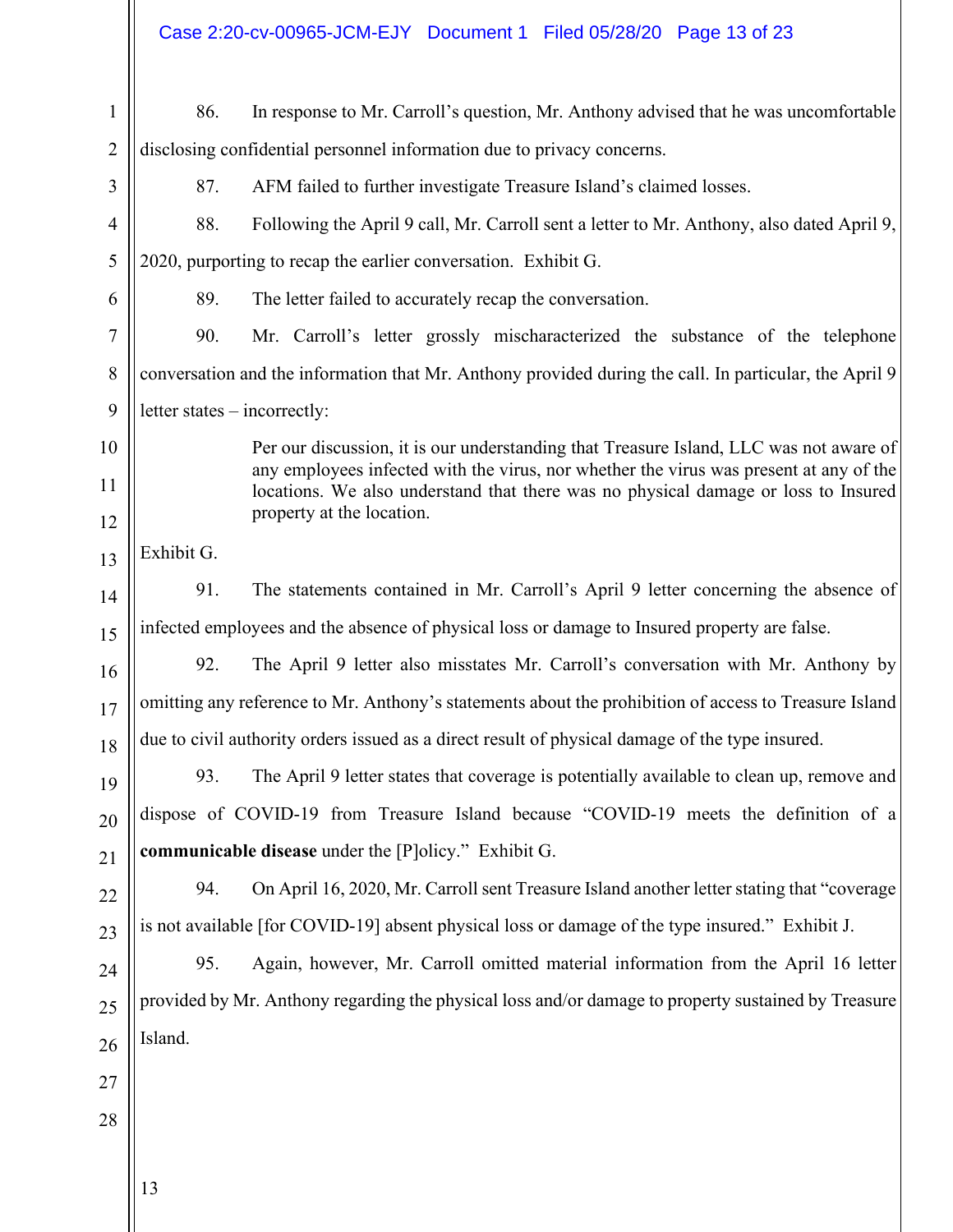86. In response to Mr. Carroll's question, Mr. Anthony advised that he was uncomfortable disclosing confidential personnel information due to privacy concerns.

87. AFM failed to further investigate Treasure Island's claimed losses.

88. Following the April 9 call, Mr. Carroll sent a letter to Mr. Anthony, also dated April 9, 2020, purporting to recap the earlier conversation. Exhibit G.

89. The letter failed to accurately recap the conversation.

90. Mr. Carroll's letter grossly mischaracterized the substance of the telephone conversation and the information that Mr. Anthony provided during the call. In particular, the April 9 letter states – incorrectly:

> Per our discussion, it is our understanding that Treasure Island, LLC was not aware of any employees infected with the virus, nor whether the virus was present at any of the locations. We also understand that there was no physical damage or loss to Insured property at the location.

Exhibit G.

91. The statements contained in Mr. Carroll's April 9 letter concerning the absence of infected employees and the absence of physical loss or damage to Insured property are false.

92. The April 9 letter also misstates Mr. Carroll's conversation with Mr. Anthony by omitting any reference to Mr. Anthony's statements about the prohibition of access to Treasure Island due to civil authority orders issued as a direct result of physical damage of the type insured.

93. The April 9 letter states that coverage is potentially available to clean up, remove and dispose of COVID-19 from Treasure Island because "COVID-19 meets the definition of a **communicable disease** under the [P]olicy." Exhibit G.

94. On April 16, 2020, Mr. Carroll sent Treasure Island another letter stating that "coverage is not available [for COVID-19] absent physical loss or damage of the type insured." Exhibit J.

95. Again, however, Mr. Carroll omitted material information from the April 16 letter provided by Mr. Anthony regarding the physical loss and/or damage to property sustained by Treasure Island.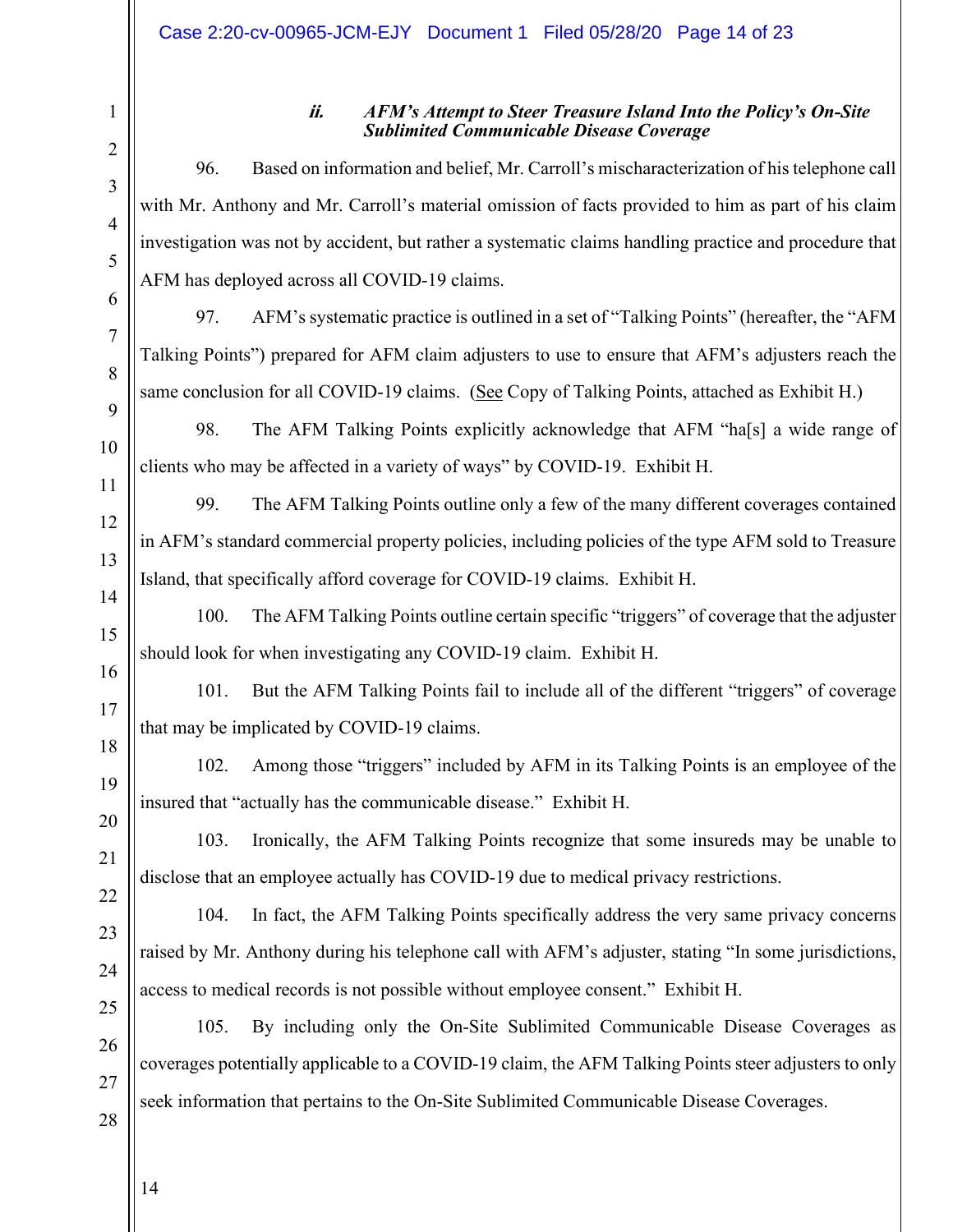### *ii. AFM's Attempt to Steer Treasure Island Into the Policy's On-Site Sublimited Communicable Disease Coverage*

96. Based on information and belief, Mr. Carroll's mischaracterization of his telephone call with Mr. Anthony and Mr. Carroll's material omission of facts provided to him as part of his claim investigation was not by accident, but rather a systematic claims handling practice and procedure that AFM has deployed across all COVID-19 claims.

97. AFM's systematic practice is outlined in a set of "Talking Points" (hereafter, the "AFM Talking Points") prepared for AFM claim adjusters to use to ensure that AFM's adjusters reach the same conclusion for all COVID-19 claims. (See Copy of Talking Points, attached as Exhibit H.)

98. The AFM Talking Points explicitly acknowledge that AFM "ha[s] a wide range of clients who may be affected in a variety of ways" by COVID-19. Exhibit H.

99. The AFM Talking Points outline only a few of the many different coverages contained in AFM's standard commercial property policies, including policies of the type AFM sold to Treasure Island, that specifically afford coverage for COVID-19 claims. Exhibit H.

100. The AFM Talking Points outline certain specific "triggers" of coverage that the adjuster should look for when investigating any COVID-19 claim. Exhibit H.

101. But the AFM Talking Points fail to include all of the different "triggers" of coverage that may be implicated by COVID-19 claims.

102. Among those "triggers" included by AFM in its Talking Points is an employee of the insured that "actually has the communicable disease." Exhibit H.

103. Ironically, the AFM Talking Points recognize that some insureds may be unable to disclose that an employee actually has COVID-19 due to medical privacy restrictions.

104. In fact, the AFM Talking Points specifically address the very same privacy concerns raised by Mr. Anthony during his telephone call with AFM's adjuster, stating "In some jurisdictions, access to medical records is not possible without employee consent." Exhibit H.

105. By including only the On-Site Sublimited Communicable Disease Coverages as coverages potentially applicable to a COVID-19 claim, the AFM Talking Points steer adjusters to only seek information that pertains to the On-Site Sublimited Communicable Disease Coverages.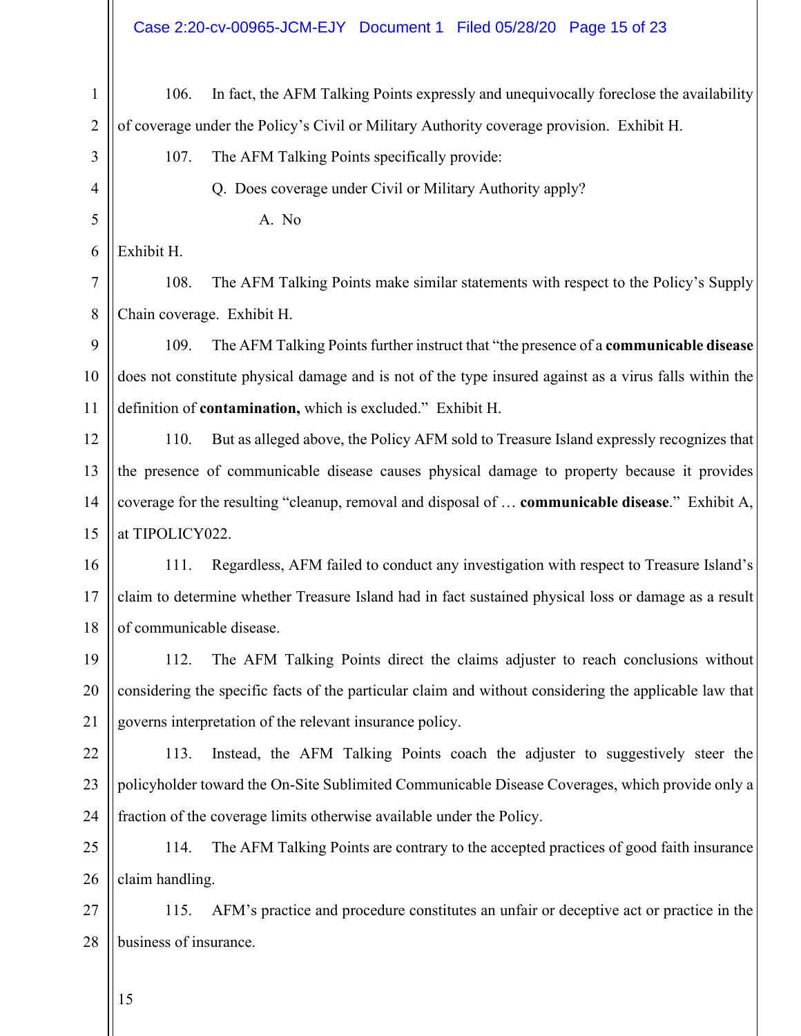106. In fact, the AFM Talking Points expressly and unequivocally foreclose the availability of coverage under the Policy's Civil or Military Authority coverage provision. Exhibit H.

107. The AFM Talking Points specifically provide:

> Q. Does coverage under Civil or Military Authority apply?
>
> A. No

Exhibit H.

108. The AFM Talking Points make similar statements with respect to the Policy's Supply Chain coverage. Exhibit H.

109. The AFM Talking Points further instruct that "the presence of a **communicable disease** does not constitute physical damage and is not of the type insured against as a virus falls within the definition of **contamination,** which is excluded." Exhibit H.

110. But as alleged above, the Policy AFM sold to Treasure Island expressly recognizes that the presence of communicable disease causes physical damage to property because it provides coverage for the resulting "cleanup, removal and disposal of … **communicable disease**." Exhibit A, at TIPOLICY022.

111. Regardless, AFM failed to conduct any investigation with respect to Treasure Island's claim to determine whether Treasure Island had in fact sustained physical loss or damage as a result of communicable disease.

112. The AFM Talking Points direct the claims adjuster to reach conclusions without considering the specific facts of the particular claim and without considering the applicable law that governs interpretation of the relevant insurance policy.

113. Instead, the AFM Talking Points coach the adjuster to suggestively steer the policyholder toward the On-Site Sublimited Communicable Disease Coverages, which provide only a fraction of the coverage limits otherwise available under the Policy.

114. The AFM Talking Points are contrary to the accepted practices of good faith insurance claim handling.

115. AFM's practice and procedure constitutes an unfair or deceptive act or practice in the business of insurance.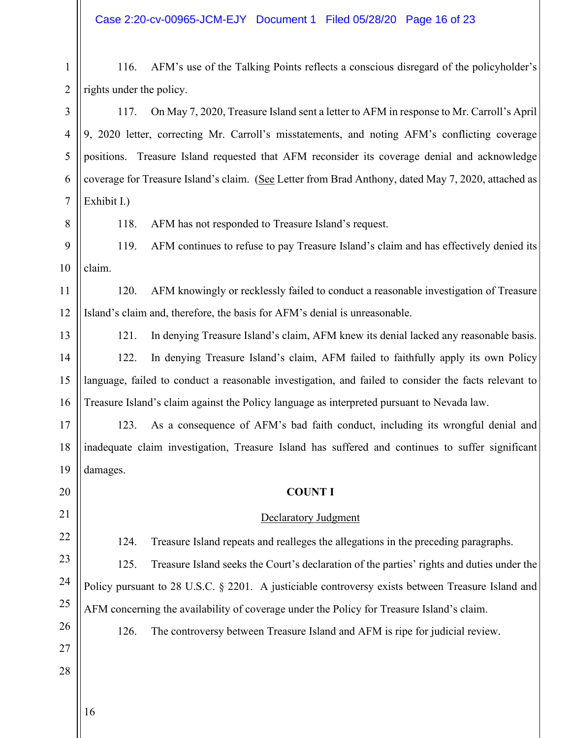116. AFM's use of the Talking Points reflects a conscious disregard of the policyholder's rights under the policy.

117. On May 7, 2020, Treasure Island sent a letter to AFM in response to Mr. Carroll's April 9, 2020 letter, correcting Mr. Carroll's misstatements, and noting AFM's conflicting coverage positions. Treasure Island requested that AFM reconsider its coverage denial and acknowledge coverage for Treasure Island's claim. (See Letter from Brad Anthony, dated May 7, 2020, attached as Exhibit I.)

118. AFM has not responded to Treasure Island's request.

119. AFM continues to refuse to pay Treasure Island's claim and has effectively denied its claim.

120. AFM knowingly or recklessly failed to conduct a reasonable investigation of Treasure Island's claim and, therefore, the basis for AFM's denial is unreasonable.

121. In denying Treasure Island's claim, AFM knew its denial lacked any reasonable basis.

122. In denying Treasure Island's claim, AFM failed to faithfully apply its own Policy language, failed to conduct a reasonable investigation, and failed to consider the facts relevant to Treasure Island's claim against the Policy language as interpreted pursuant to Nevada law.

123. As a consequence of AFM's bad faith conduct, including its wrongful denial and inadequate claim investigation, Treasure Island has suffered and continues to suffer significant damages.

**COUNT I**

Declaratory Judgment

124. Treasure Island repeats and realleges the allegations in the preceding paragraphs.

125. Treasure Island seeks the Court's declaration of the parties' rights and duties under the Policy pursuant to 28 U.S.C. § 2201. A justiciable controversy exists between Treasure Island and AFM concerning the availability of coverage under the Policy for Treasure Island's claim.

126. The controversy between Treasure Island and AFM is ripe for judicial review.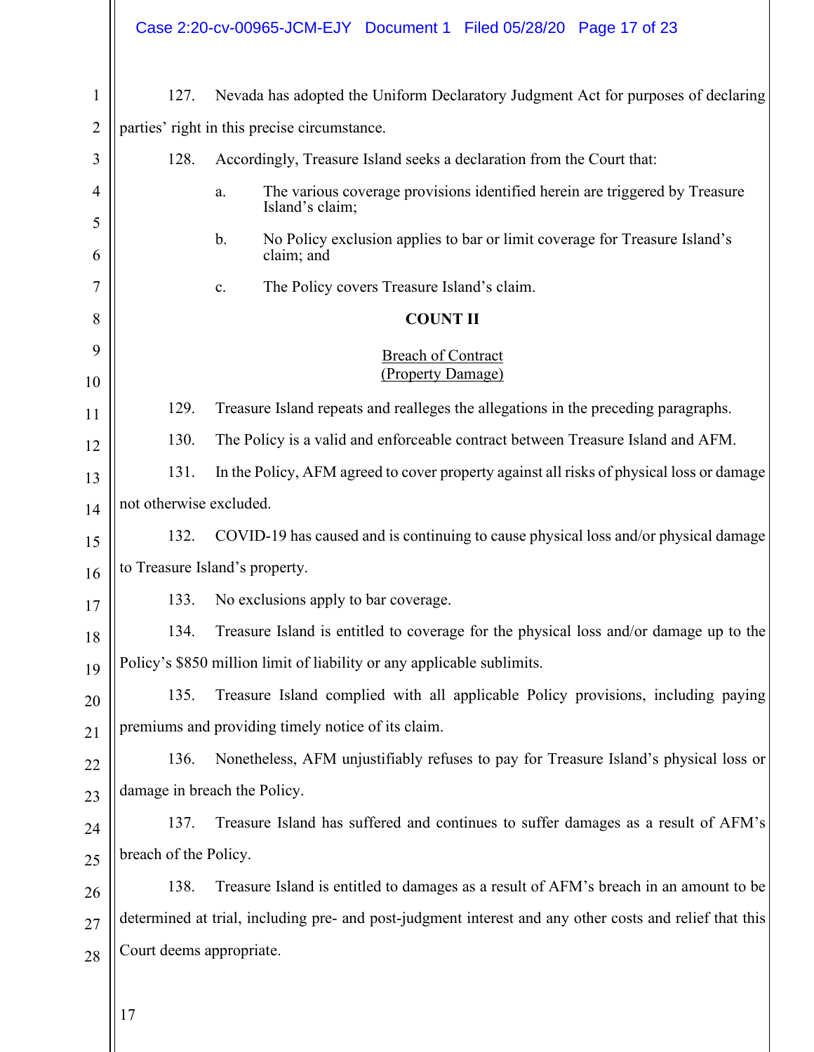127. Nevada has adopted the Uniform Declaratory Judgment Act for purposes of declaring parties' right in this precise circumstance.

128. Accordingly, Treasure Island seeks a declaration from the Court that:

a. The various coverage provisions identified herein are triggered by Treasure Island's claim;

b. No Policy exclusion applies to bar or limit coverage for Treasure Island's claim; and

c. The Policy covers Treasure Island's claim.

**COUNT II**

<u>Breach of Contract</u>
<u>(Property Damage)</u>

129. Treasure Island repeats and realleges the allegations in the preceding paragraphs.

130. The Policy is a valid and enforceable contract between Treasure Island and AFM.

131. In the Policy, AFM agreed to cover property against all risks of physical loss or damage not otherwise excluded.

132. COVID-19 has caused and is continuing to cause physical loss and/or physical damage to Treasure Island's property.

133. No exclusions apply to bar coverage.

134. Treasure Island is entitled to coverage for the physical loss and/or damage up to the Policy's $850 million limit of liability or any applicable sublimits.

135. Treasure Island complied with all applicable Policy provisions, including paying premiums and providing timely notice of its claim.

136. Nonetheless, AFM unjustifiably refuses to pay for Treasure Island's physical loss or damage in breach the Policy.

137. Treasure Island has suffered and continues to suffer damages as a result of AFM's breach of the Policy.

138. Treasure Island is entitled to damages as a result of AFM's breach in an amount to be determined at trial, including pre- and post-judgment interest and any other costs and relief that this Court deems appropriate.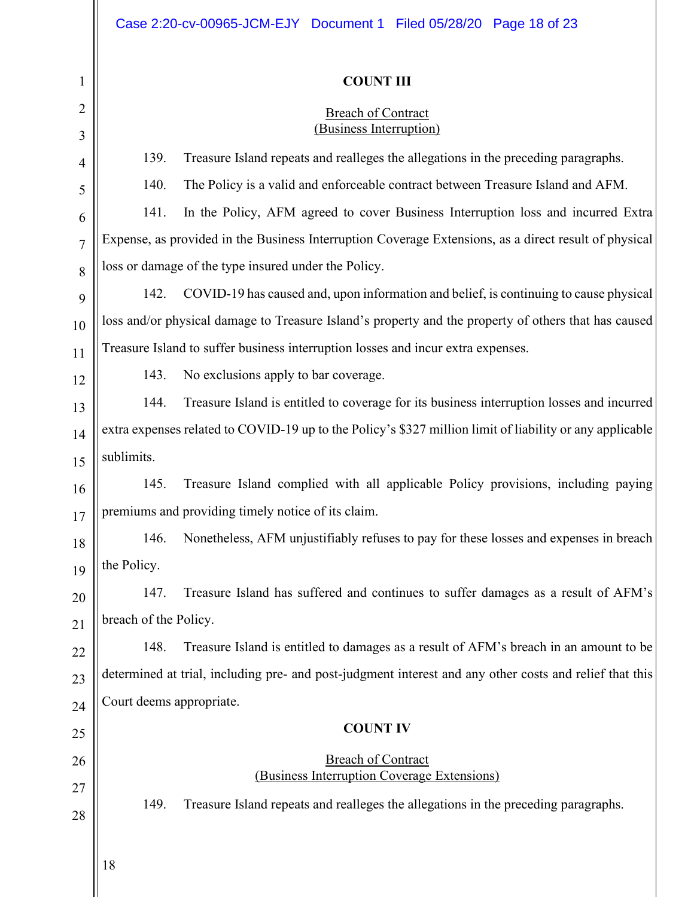**COUNT III**

Breach of Contract
(Business Interruption)

139. Treasure Island repeats and realleges the allegations in the preceding paragraphs.

140. The Policy is a valid and enforceable contract between Treasure Island and AFM.

141. In the Policy, AFM agreed to cover Business Interruption loss and incurred Extra Expense, as provided in the Business Interruption Coverage Extensions, as a direct result of physical loss or damage of the type insured under the Policy.

142. COVID-19 has caused and, upon information and belief, is continuing to cause physical loss and/or physical damage to Treasure Island's property and the property of others that has caused Treasure Island to suffer business interruption losses and incur extra expenses.

143. No exclusions apply to bar coverage.

144. Treasure Island is entitled to coverage for its business interruption losses and incurred extra expenses related to COVID-19 up to the Policy's $327 million limit of liability or any applicable sublimits.

145. Treasure Island complied with all applicable Policy provisions, including paying premiums and providing timely notice of its claim.

146. Nonetheless, AFM unjustifiably refuses to pay for these losses and expenses in breach the Policy.

147. Treasure Island has suffered and continues to suffer damages as a result of AFM's breach of the Policy.

148. Treasure Island is entitled to damages as a result of AFM's breach in an amount to be determined at trial, including pre- and post-judgment interest and any other costs and relief that this Court deems appropriate.

**COUNT IV**

Breach of Contract
(Business Interruption Coverage Extensions)

149. Treasure Island repeats and realleges the allegations in the preceding paragraphs.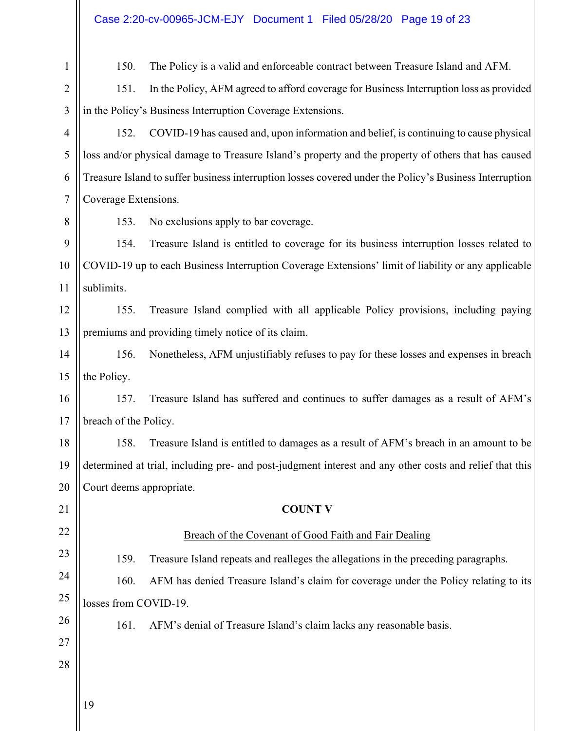150. The Policy is a valid and enforceable contract between Treasure Island and AFM.

151. In the Policy, AFM agreed to afford coverage for Business Interruption loss as provided in the Policy's Business Interruption Coverage Extensions.

152. COVID-19 has caused and, upon information and belief, is continuing to cause physical loss and/or physical damage to Treasure Island's property and the property of others that has caused Treasure Island to suffer business interruption losses covered under the Policy's Business Interruption Coverage Extensions.

153. No exclusions apply to bar coverage.

154. Treasure Island is entitled to coverage for its business interruption losses related to COVID-19 up to each Business Interruption Coverage Extensions' limit of liability or any applicable sublimits.

155. Treasure Island complied with all applicable Policy provisions, including paying premiums and providing timely notice of its claim.

156. Nonetheless, AFM unjustifiably refuses to pay for these losses and expenses in breach the Policy.

157. Treasure Island has suffered and continues to suffer damages as a result of AFM's breach of the Policy.

158. Treasure Island is entitled to damages as a result of AFM's breach in an amount to be determined at trial, including pre- and post-judgment interest and any other costs and relief that this Court deems appropriate.

**COUNT V**

Breach of the Covenant of Good Faith and Fair Dealing

159. Treasure Island repeats and realleges the allegations in the preceding paragraphs.

160. AFM has denied Treasure Island's claim for coverage under the Policy relating to its losses from COVID-19.

161. AFM's denial of Treasure Island's claim lacks any reasonable basis.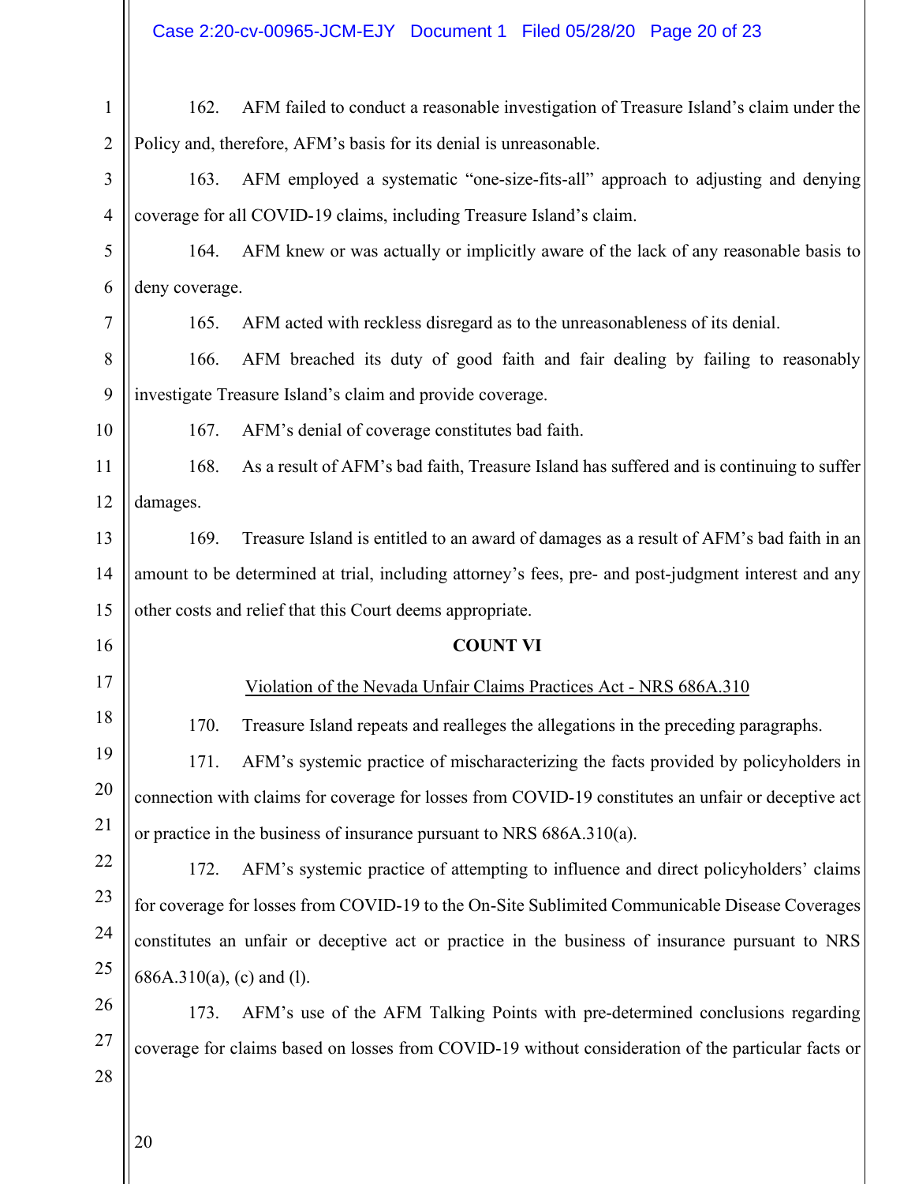162. AFM failed to conduct a reasonable investigation of Treasure Island's claim under the Policy and, therefore, AFM's basis for its denial is unreasonable.

163. AFM employed a systematic "one-size-fits-all" approach to adjusting and denying coverage for all COVID-19 claims, including Treasure Island's claim.

164. AFM knew or was actually or implicitly aware of the lack of any reasonable basis to deny coverage.

165. AFM acted with reckless disregard as to the unreasonableness of its denial.

166. AFM breached its duty of good faith and fair dealing by failing to reasonably investigate Treasure Island's claim and provide coverage.

167. AFM's denial of coverage constitutes bad faith.

168. As a result of AFM's bad faith, Treasure Island has suffered and is continuing to suffer damages.

169. Treasure Island is entitled to an award of damages as a result of AFM's bad faith in an amount to be determined at trial, including attorney's fees, pre- and post-judgment interest and any other costs and relief that this Court deems appropriate.

**COUNT VI**

Violation of the Nevada Unfair Claims Practices Act - NRS 686A.310

170. Treasure Island repeats and realleges the allegations in the preceding paragraphs.

171. AFM's systemic practice of mischaracterizing the facts provided by policyholders in connection with claims for coverage for losses from COVID-19 constitutes an unfair or deceptive act or practice in the business of insurance pursuant to NRS 686A.310(a).

172. AFM's systemic practice of attempting to influence and direct policyholders' claims for coverage for losses from COVID-19 to the On-Site Sublimited Communicable Disease Coverages constitutes an unfair or deceptive act or practice in the business of insurance pursuant to NRS 686A.310(a), (c) and (l).

173. AFM's use of the AFM Talking Points with pre-determined conclusions regarding coverage for claims based on losses from COVID-19 without consideration of the particular facts or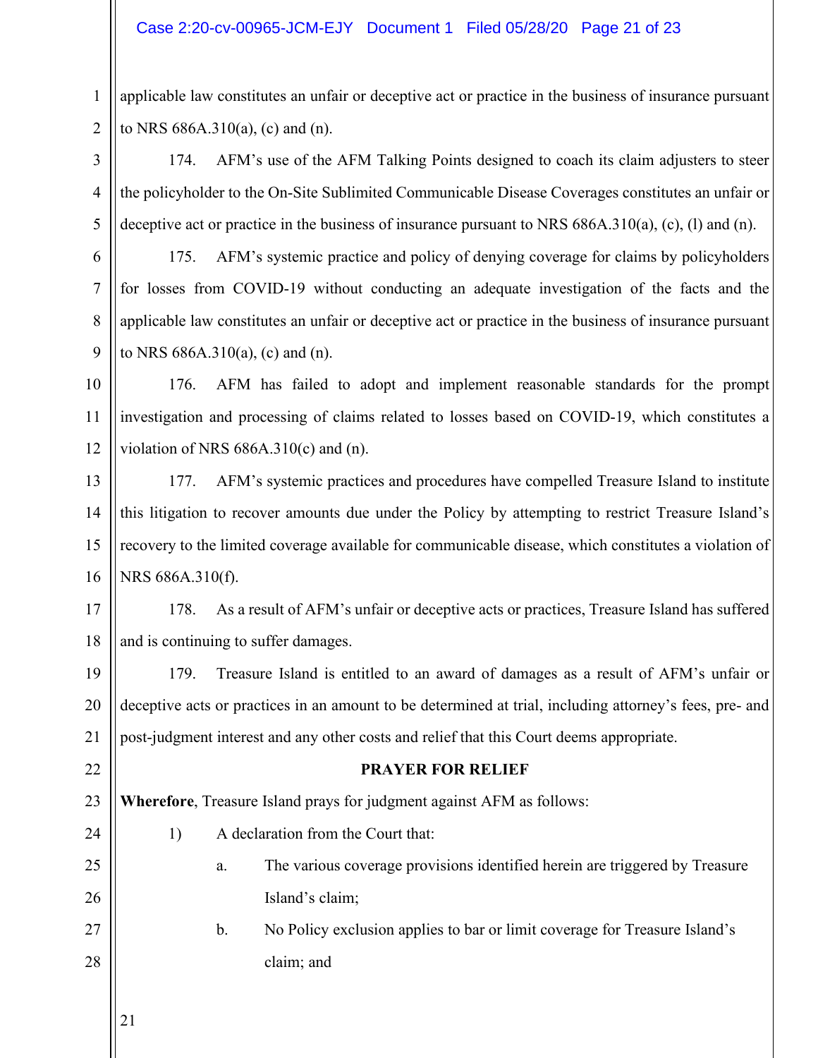applicable law constitutes an unfair or deceptive act or practice in the business of insurance pursuant to NRS 686A.310(a), (c) and (n).

174. AFM's use of the AFM Talking Points designed to coach its claim adjusters to steer the policyholder to the On-Site Sublimited Communicable Disease Coverages constitutes an unfair or deceptive act or practice in the business of insurance pursuant to NRS 686A.310(a), (c), (l) and (n).

175. AFM's systemic practice and policy of denying coverage for claims by policyholders for losses from COVID-19 without conducting an adequate investigation of the facts and the applicable law constitutes an unfair or deceptive act or practice in the business of insurance pursuant to NRS 686A.310(a), (c) and (n).

176. AFM has failed to adopt and implement reasonable standards for the prompt investigation and processing of claims related to losses based on COVID-19, which constitutes a violation of NRS 686A.310(c) and (n).

177. AFM's systemic practices and procedures have compelled Treasure Island to institute this litigation to recover amounts due under the Policy by attempting to restrict Treasure Island's recovery to the limited coverage available for communicable disease, which constitutes a violation of NRS 686A.310(f).

178. As a result of AFM's unfair or deceptive acts or practices, Treasure Island has suffered and is continuing to suffer damages.

179. Treasure Island is entitled to an award of damages as a result of AFM's unfair or deceptive acts or practices in an amount to be determined at trial, including attorney's fees, pre- and post-judgment interest and any other costs and relief that this Court deems appropriate.

## PRAYER FOR RELIEF

**Wherefore**, Treasure Island prays for judgment against AFM as follows:

1) A declaration from the Court that:

   a. The various coverage provisions identified herein are triggered by Treasure Island's claim;

   b. No Policy exclusion applies to bar or limit coverage for Treasure Island's claim; and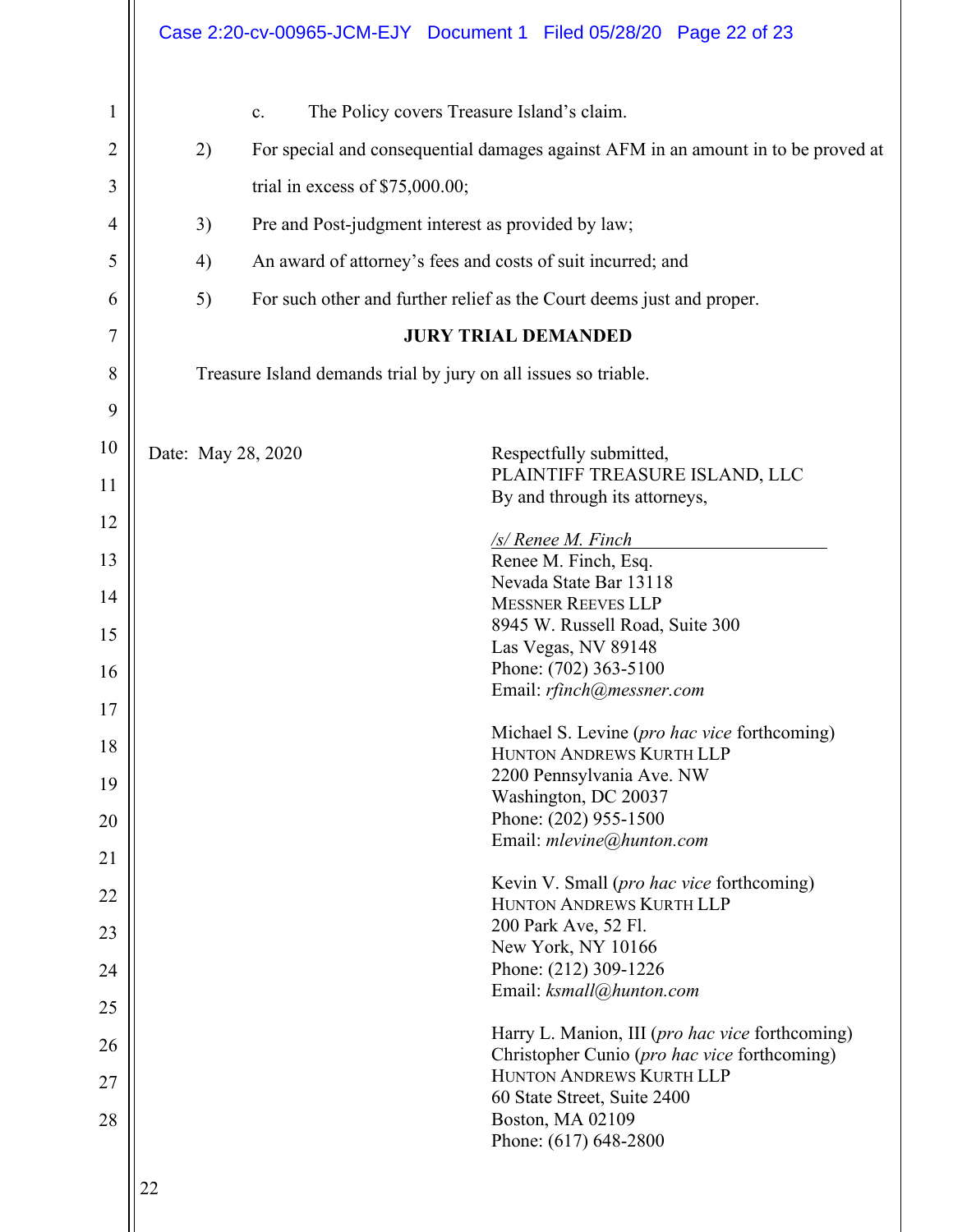c. The Policy covers Treasure Island's claim.

2) For special and consequential damages against AFM in an amount in to be proved at trial in excess of $75,000.00;

3) Pre and Post-judgment interest as provided by law;

4) An award of attorney's fees and costs of suit incurred; and

5) For such other and further relief as the Court deems just and proper.

**JURY TRIAL DEMANDED**

Treasure Island demands trial by jury on all issues so triable.

Date: May 28, 2020

Respectfully submitted,
PLAINTIFF TREASURE ISLAND, LLC
By and through its attorneys,

*/s/ Renee M. Finch*
Renee M. Finch, Esq.
Nevada State Bar 13118
MESSNER REEVES LLP
8945 W. Russell Road, Suite 300
Las Vegas, NV 89148
Phone: (702) 363-5100
Email: *rfinch@messner.com*

Michael S. Levine (*pro hac vice* forthcoming)
HUNTON ANDREWS KURTH LLP
2200 Pennsylvania Ave. NW
Washington, DC 20037
Phone: (202) 955-1500
Email: *mlevine@hunton.com*

Kevin V. Small (*pro hac vice* forthcoming)
HUNTON ANDREWS KURTH LLP
200 Park Ave, 52 Fl.
New York, NY 10166
Phone: (212) 309-1226
Email: *ksmall@hunton.com*

Harry L. Manion, III (*pro hac vice* forthcoming)
Christopher Cunio (*pro hac vice* forthcoming)
HUNTON ANDREWS KURTH LLP
60 State Street, Suite 2400
Boston, MA 02109
Phone: (617) 648-2800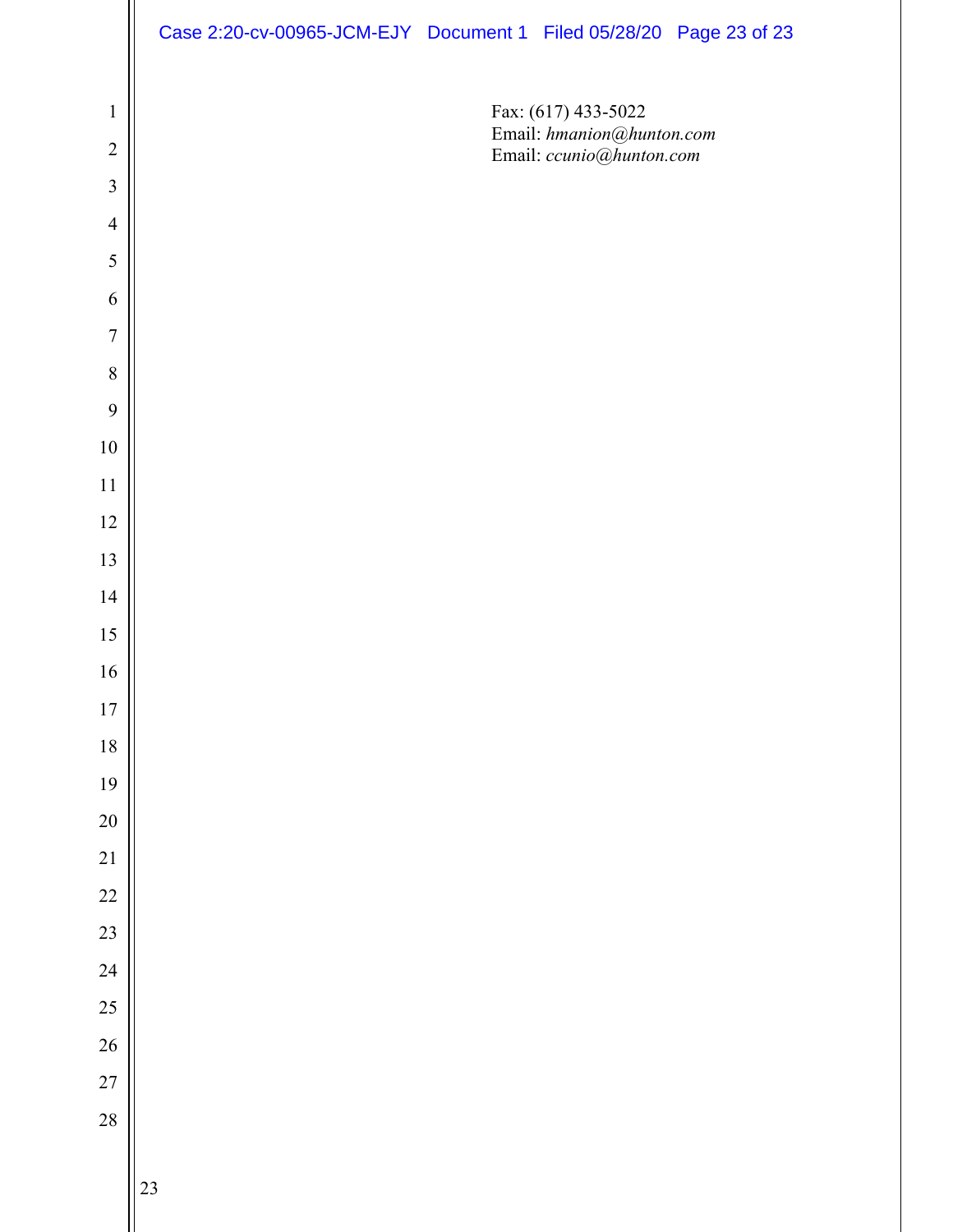Fax: (617) 433-5022
Email: *hmanion@hunton.com*
Email: *ccunio@hunton.com*